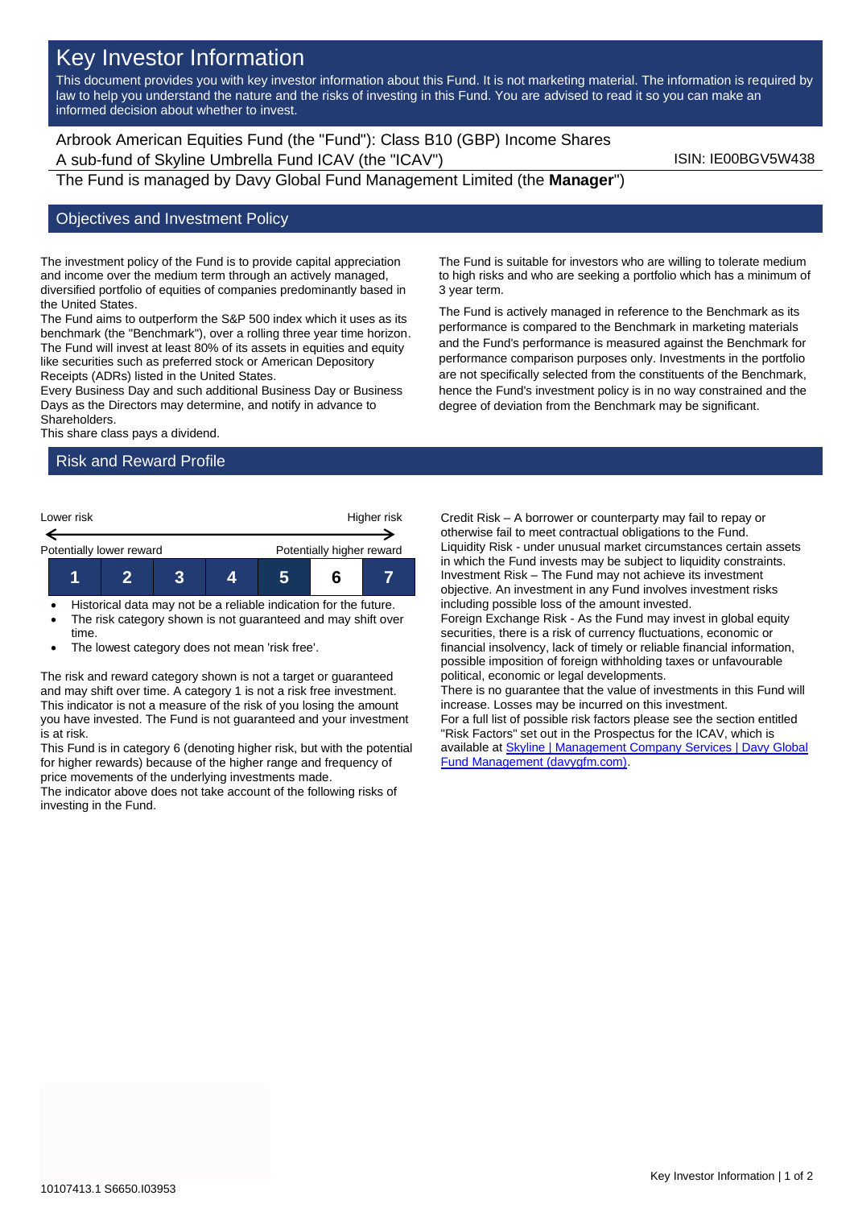# Key Investor Information

This document provides you with key investor information about this Fund. It is not marketing material. The information is required by law to help you understand the nature and the risks of investing in this Fund. You are advised to read it so you can make an informed decision about whether to invest.

Arbrook American Equities Fund (the "Fund"): Class B10 (GBP) Income Shares
A sub-fund of Skyline Umbrella Fund ICAV (the "ICAV")

ISIN: IE00BGV5W438

The Fund is managed by Davy Global Fund Management Limited (the **Manager**")

## Objectives and Investment Policy

The investment policy of the Fund is to provide capital appreciation and income over the medium term through an actively managed, diversified portfolio of equities of companies predominantly based in the United States.
The Fund aims to outperform the S&P 500 index which it uses as its benchmark (the "Benchmark"), over a rolling three year time horizon.
The Fund will invest at least 80% of its assets in equities and equity like securities such as preferred stock or American Depository Receipts (ADRs) listed in the United States.
Every Business Day and such additional Business Day or Business Days as the Directors may determine, and notify in advance to Shareholders.
This share class pays a dividend.

The Fund is suitable for investors who are willing to tolerate medium to high risks and who are seeking a portfolio which has a minimum of 3 year term.

The Fund is actively managed in reference to the Benchmark as its performance is compared to the Benchmark in marketing materials and the Fund's performance is measured against the Benchmark for performance comparison purposes only. Investments in the portfolio are not specifically selected from the constituents of the Benchmark, hence the Fund's investment policy is in no way constrained and the degree of deviation from the Benchmark may be significant.

## Risk and Reward Profile

| Lower risk | | | | | | Higher risk |
|---|---|---|---|---|---|---|
| Potentially lower reward | | | | | | Potentially higher reward |
| 1 | 2 | 3 | 4 | 5 | **6** | 7 |

- Historical data may not be a reliable indication for the future.
- The risk category shown is not guaranteed and may shift over time.
- The lowest category does not mean 'risk free'.

The risk and reward category shown is not a target or guaranteed and may shift over time. A category 1 is not a risk free investment. This indicator is not a measure of the risk of you losing the amount you have invested. The Fund is not guaranteed and your investment is at risk.
This Fund is in category 6 (denoting higher risk, but with the potential for higher rewards) because of the higher range and frequency of price movements of the underlying investments made.
The indicator above does not take account of the following risks of investing in the Fund.

Credit Risk – A borrower or counterparty may fail to repay or otherwise fail to meet contractual obligations to the Fund.
Liquidity Risk - under unusual market circumstances certain assets in which the Fund invests may be subject to liquidity constraints.
Investment Risk – The Fund may not achieve its investment objective. An investment in any Fund involves investment risks including possible loss of the amount invested.
Foreign Exchange Risk - As the Fund may invest in global equity securities, there is a risk of currency fluctuations, economic or financial insolvency, lack of timely or reliable financial information, possible imposition of foreign withholding taxes or unfavourable political, economic or legal developments.
There is no guarantee that the value of investments in this Fund will increase. Losses may be incurred on this investment.
For a full list of possible risk factors please see the section entitled "Risk Factors" set out in the Prospectus for the ICAV, which is available at Skyline | Management Company Services | Davy Global Fund Management (davygfm.com).

10107413.1 S6650.I03953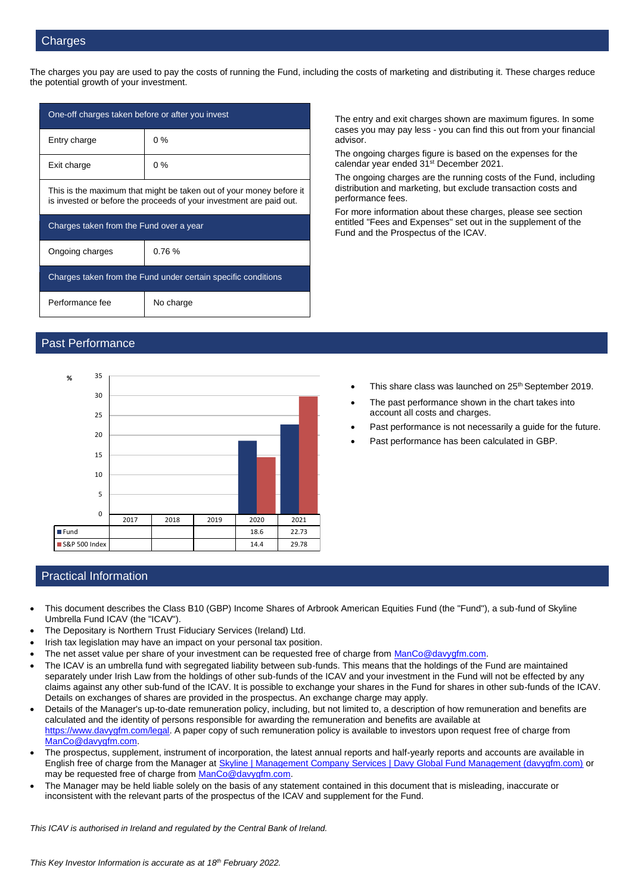## Charges

The charges you pay are used to pay the costs of running the Fund, including the costs of marketing and distributing it. These charges reduce the potential growth of your investment.

| One-off charges taken before or after you invest | |
|---|---|
| Entry charge | 0 % |
| Exit charge | 0 % |
| This is the maximum that might be taken out of your money before it is invested or before the proceeds of your investment are paid out. | |
| **Charges taken from the Fund over a year** | |
| Ongoing charges | 0.76 % |
| **Charges taken from the Fund under certain specific conditions** | |
| Performance fee | No charge |

The entry and exit charges shown are maximum figures. In some cases you may pay less - you can find this out from your financial advisor.

The ongoing charges figure is based on the expenses for the calendar year ended 31st December 2021.

The ongoing charges are the running costs of the Fund, including distribution and marketing, but exclude transaction costs and performance fees.

For more information about these charges, please see section entitled "Fees and Expenses" set out in the supplement of the Fund and the Prospectus of the ICAV.

## Past Performance

%

35
30
25
20
15
10
5
0

2017 2018 2019 2020 2021

Fund: 2020: 18.6; 2021: 22.73

S&P 500 Index: 2020: 14.4; 2021: 29.78

- This share class was launched on 25th September 2019.
- The past performance shown in the chart takes into account all costs and charges.
- Past performance is not necessarily a guide for the future.
- Past performance has been calculated in GBP.

## Practical Information

- This document describes the Class B10 (GBP) Income Shares of Arbrook American Equities Fund (the "Fund"), a sub-fund of Skyline Umbrella Fund ICAV (the "ICAV").
- The Depositary is Northern Trust Fiduciary Services (Ireland) Ltd.
- Irish tax legislation may have an impact on your personal tax position.
- The net asset value per share of your investment can be requested free of charge from ManCo@davygfm.com.
- The ICAV is an umbrella fund with segregated liability between sub-funds. This means that the holdings of the Fund are maintained separately under Irish Law from the holdings of other sub-funds of the ICAV and your investment in the Fund will not be effected by any claims against any other sub-fund of the ICAV. It is possible to exchange your shares in the Fund for shares in other sub-funds of the ICAV. Details on exchanges of shares are provided in the prospectus. An exchange charge may apply.
- Details of the Manager's up-to-date remuneration policy, including, but not limited to, a description of how remuneration and benefits are calculated and the identity of persons responsible for awarding the remuneration and benefits are available at https://www.davygfm.com/legal. A paper copy of such remuneration policy is available to investors upon request free of charge from ManCo@davygfm.com.
- The prospectus, supplement, instrument of incorporation, the latest annual reports and half-yearly reports and accounts are available in English free of charge from the Manager at Skyline | Management Company Services | Davy Global Fund Management (davygfm.com) or may be requested free of charge from ManCo@davygfm.com.
- The Manager may be held liable solely on the basis of any statement contained in this document that is misleading, inaccurate or inconsistent with the relevant parts of the prospectus of the ICAV and supplement for the Fund.

*This ICAV is authorised in Ireland and regulated by the Central Bank of Ireland.*

*This Key Investor Information is accurate as at 18th February 2022.*